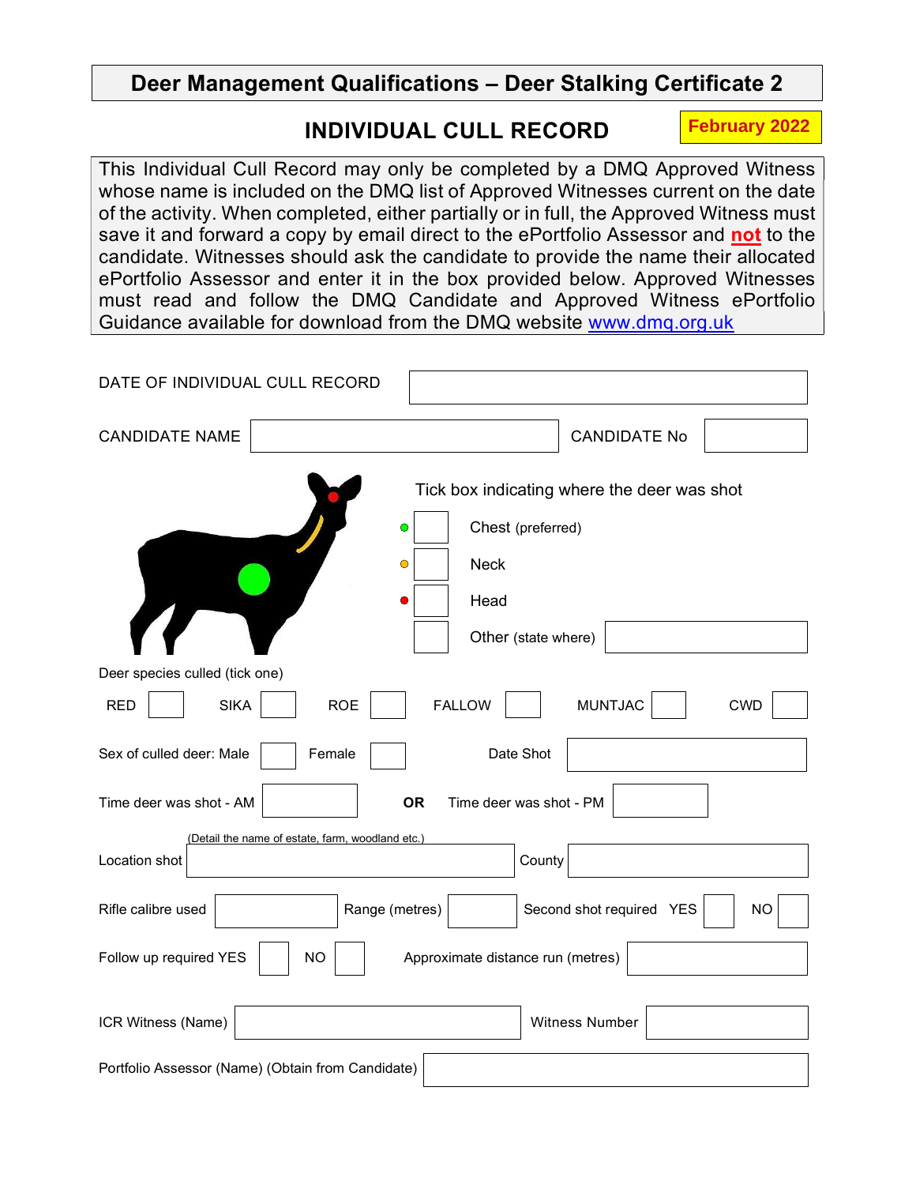# Deer Management Qualifications – Deer Stalking Certificate 2

## INDIVIDUAL CULL RECORD

**February 2022**

This Individual Cull Record may only be completed by a DMQ Approved Witness whose name is included on the DMQ list of Approved Witnesses current on the date of the activity. When completed, either partially or in full, the Approved Witness must save it and forward a copy by email direct to the ePortfolio Assessor and **not** to the candidate. Witnesses should ask the candidate to provide the name their allocated ePortfolio Assessor and enter it in the box provided below. Approved Witnesses must read and follow the DMQ Candidate and Approved Witness ePortfolio Guidance available for download from the DMQ website www.dmq.org.uk

DATE OF INDIVIDUAL CULL RECORD ☐

CANDIDATE NAME ☐ CANDIDATE No ☐

Tick box indicating where the deer was shot

- ☐ Chest (preferred)
- ☐ Neck
- ☐ Head
- ☐ Other (state where) ☐

Deer species culled (tick one)

RED ☐ SIKA ☐ ROE ☐ FALLOW ☐ MUNTJAC ☐ CWD ☐

Sex of culled deer: Male ☐ Female ☐ Date Shot ☐

Time deer was shot - AM ☐ **OR** Time deer was shot - PM ☐

Location shot (Detail the name of estate, farm, woodland etc.) ☐ County ☐

Rifle calibre used ☐ Range (metres) ☐ Second shot required YES ☐ NO ☐

Follow up required YES ☐ NO ☐ Approximate distance run (metres) ☐

ICR Witness (Name) ☐ Witness Number ☐

Portfolio Assessor (Name) (Obtain from Candidate) ☐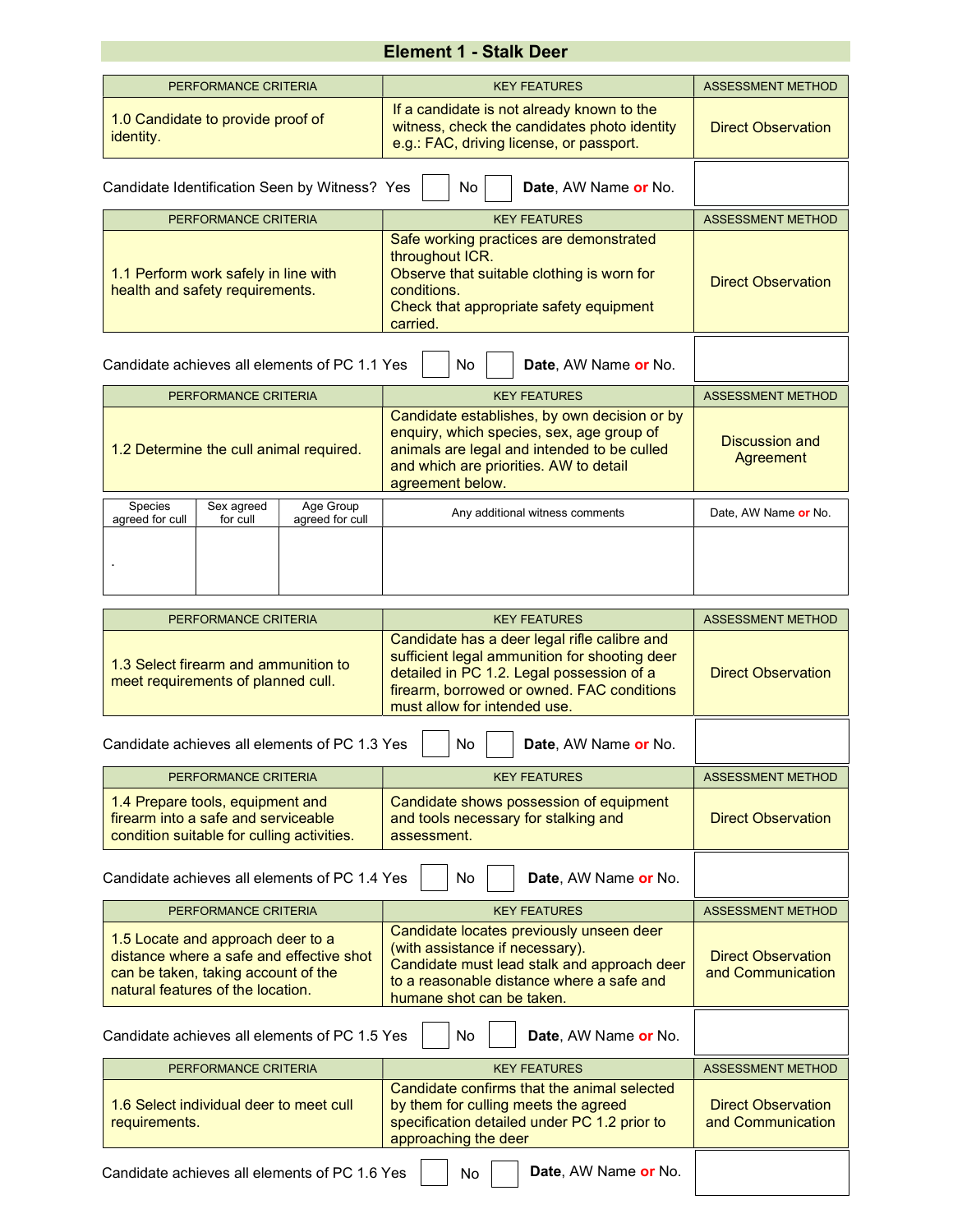## Element 1 - Stalk Deer

| PERFORMANCE CRITERIA | KEY FEATURES | ASSESSMENT METHOD |
|---|---|---|
| 1.0 Candidate to provide proof of identity. | If a candidate is not already known to the witness, check the candidates photo identity e.g.: FAC, driving license, or passport. | Direct Observation |

Candidate Identification Seen by Witness? Yes ☐ No ☐ **Date**, AW Name **or** No.

| PERFORMANCE CRITERIA | KEY FEATURES | ASSESSMENT METHOD |
|---|---|---|
| 1.1 Perform work safely in line with health and safety requirements. | Safe working practices are demonstrated throughout ICR.<br>Observe that suitable clothing is worn for conditions.<br>Check that appropriate safety equipment carried. | Direct Observation |

Candidate achieves all elements of PC 1.1 Yes ☐ No ☐ **Date**, AW Name **or** No.

| PERFORMANCE CRITERIA | KEY FEATURES | ASSESSMENT METHOD |
|---|---|---|
| 1.2 Determine the cull animal required. | Candidate establishes, by own decision or by enquiry, which species, sex, age group of animals are legal and intended to be culled and which are priorities. AW to detail agreement below. | Discussion and Agreement |

| Species agreed for cull | Sex agreed for cull | Age Group agreed for cull | Any additional witness comments | Date, AW Name **or** No. |
|---|---|---|---|---|
| . | | | | |

| PERFORMANCE CRITERIA | KEY FEATURES | ASSESSMENT METHOD |
|---|---|---|
| 1.3 Select firearm and ammunition to meet requirements of planned cull. | Candidate has a deer legal rifle calibre and sufficient legal ammunition for shooting deer detailed in PC 1.2. Legal possession of a firearm, borrowed or owned. FAC conditions must allow for intended use. | Direct Observation |

Candidate achieves all elements of PC 1.3 Yes ☐ No ☐ **Date**, AW Name **or** No.

| PERFORMANCE CRITERIA | KEY FEATURES | ASSESSMENT METHOD |
|---|---|---|
| 1.4 Prepare tools, equipment and firearm into a safe and serviceable condition suitable for culling activities. | Candidate shows possession of equipment and tools necessary for stalking and assessment. | Direct Observation |

Candidate achieves all elements of PC 1.4 Yes ☐ No ☐ **Date**, AW Name **or** No.

| PERFORMANCE CRITERIA | KEY FEATURES | ASSESSMENT METHOD |
|---|---|---|
| 1.5 Locate and approach deer to a distance where a safe and effective shot can be taken, taking account of the natural features of the location. | Candidate locates previously unseen deer (with assistance if necessary).<br>Candidate must lead stalk and approach deer to a reasonable distance where a safe and humane shot can be taken. | Direct Observation and Communication |

Candidate achieves all elements of PC 1.5 Yes ☐ No ☐ **Date**, AW Name **or** No.

| PERFORMANCE CRITERIA | KEY FEATURES | ASSESSMENT METHOD |
|---|---|---|
| 1.6 Select individual deer to meet cull requirements. | Candidate confirms that the animal selected by them for culling meets the agreed specification detailed under PC 1.2 prior to approaching the deer | Direct Observation and Communication |

Candidate achieves all elements of PC 1.6 Yes ☐ No ☐ **Date**, AW Name **or** No.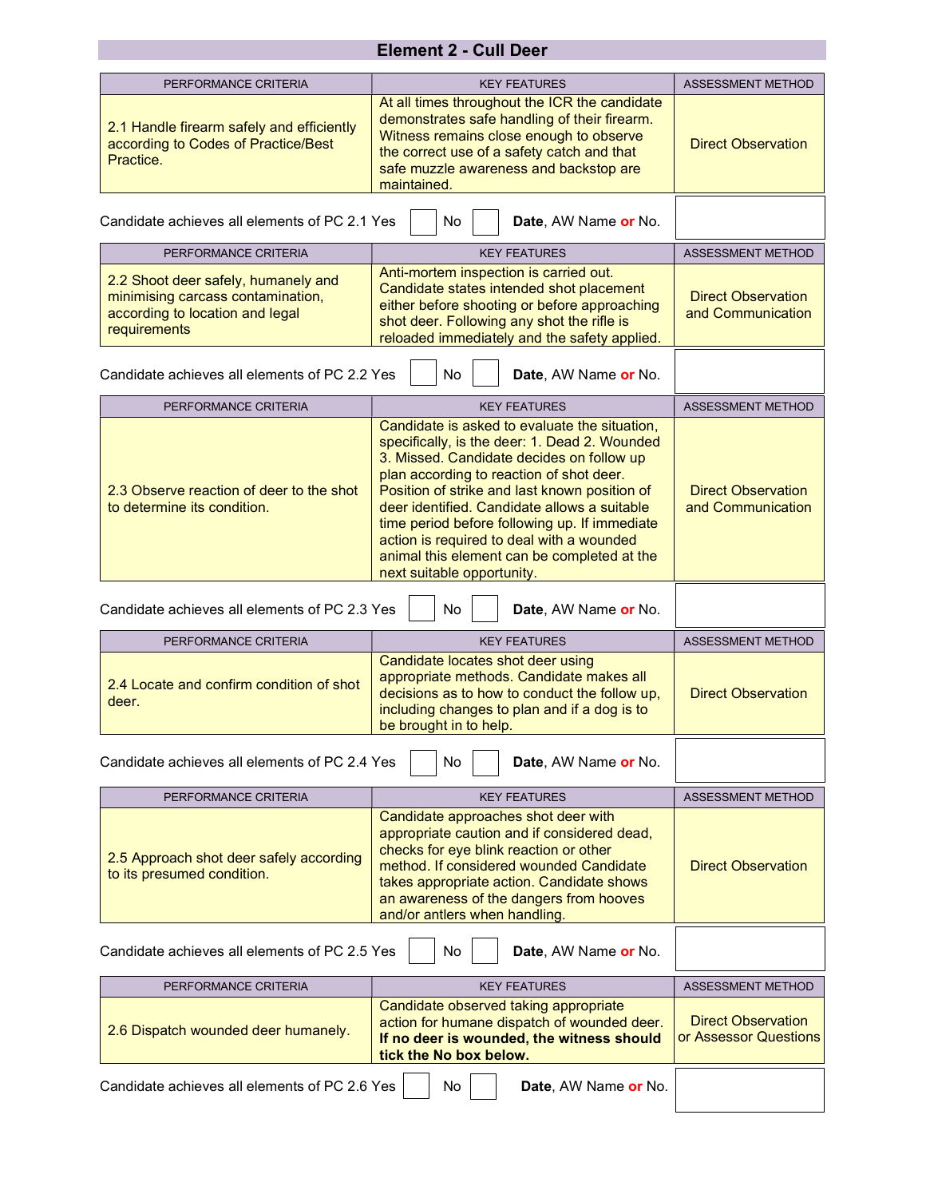## Element 2 - Cull Deer

| PERFORMANCE CRITERIA | KEY FEATURES | ASSESSMENT METHOD |
|---|---|---|
| 2.1 Handle firearm safely and efficiently according to Codes of Practice/Best Practice. | At all times throughout the ICR the candidate demonstrates safe handling of their firearm. Witness remains close enough to observe the correct use of a safety catch and that safe muzzle awareness and backstop are maintained. | Direct Observation |

Candidate achieves all elements of PC 2.1 Yes ☐ No ☐ **Date**, AW Name **or** No.

| PERFORMANCE CRITERIA | KEY FEATURES | ASSESSMENT METHOD |
|---|---|---|
| 2.2 Shoot deer safely, humanely and minimising carcass contamination, according to location and legal requirements | Anti-mortem inspection is carried out. Candidate states intended shot placement either before shooting or before approaching shot deer. Following any shot the rifle is reloaded immediately and the safety applied. | Direct Observation and Communication |

Candidate achieves all elements of PC 2.2 Yes ☐ No ☐ **Date**, AW Name **or** No.

| PERFORMANCE CRITERIA | KEY FEATURES | ASSESSMENT METHOD |
|---|---|---|
| 2.3 Observe reaction of deer to the shot to determine its condition. | Candidate is asked to evaluate the situation, specifically, is the deer: 1. Dead 2. Wounded 3. Missed. Candidate decides on follow up plan according to reaction of shot deer. Position of strike and last known position of deer identified. Candidate allows a suitable time period before following up. If immediate action is required to deal with a wounded animal this element can be completed at the next suitable opportunity. | Direct Observation and Communication |

Candidate achieves all elements of PC 2.3 Yes ☐ No ☐ **Date**, AW Name **or** No.

| PERFORMANCE CRITERIA | KEY FEATURES | ASSESSMENT METHOD |
|---|---|---|
| 2.4 Locate and confirm condition of shot deer. | Candidate locates shot deer using appropriate methods. Candidate makes all decisions as to how to conduct the follow up, including changes to plan and if a dog is to be brought in to help. | Direct Observation |

Candidate achieves all elements of PC 2.4 Yes ☐ No ☐ **Date**, AW Name **or** No.

| PERFORMANCE CRITERIA | KEY FEATURES | ASSESSMENT METHOD |
|---|---|---|
| 2.5 Approach shot deer safely according to its presumed condition. | Candidate approaches shot deer with appropriate caution and if considered dead, checks for eye blink reaction or other method. If considered wounded Candidate takes appropriate action. Candidate shows an awareness of the dangers from hooves and/or antlers when handling. | Direct Observation |

Candidate achieves all elements of PC 2.5 Yes ☐ No ☐ **Date**, AW Name **or** No.

| PERFORMANCE CRITERIA | KEY FEATURES | ASSESSMENT METHOD |
|---|---|---|
| 2.6 Dispatch wounded deer humanely. | Candidate observed taking appropriate action for humane dispatch of wounded deer. **If no deer is wounded, the witness should tick the No box below.** | Direct Observation or Assessor Questions |

Candidate achieves all elements of PC 2.6 Yes ☐ No ☐ **Date**, AW Name **or** No.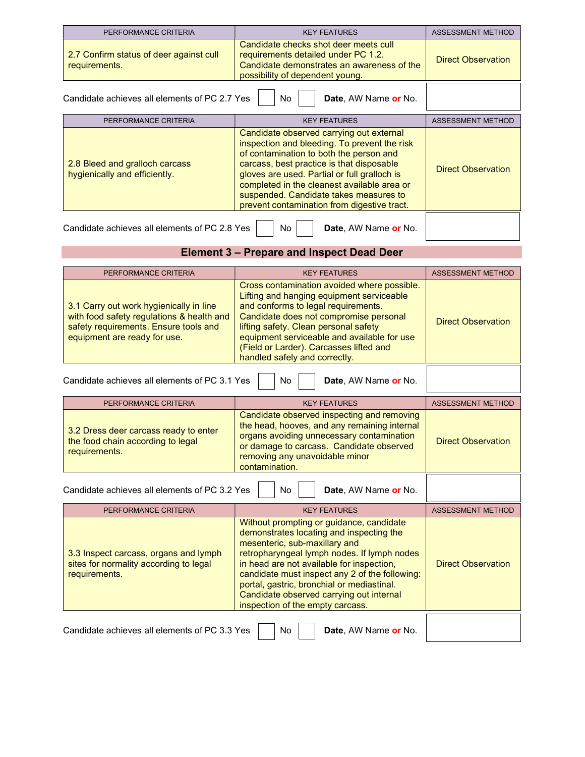| PERFORMANCE CRITERIA | KEY FEATURES | ASSESSMENT METHOD |
|---|---|---|
| 2.7 Confirm status of deer against cull requirements. | Candidate checks shot deer meets cull requirements detailed under PC 1.2. Candidate demonstrates an awareness of the possibility of dependent young. | Direct Observation |

Candidate achieves all elements of PC 2.7 Yes ☐ No ☐ **Date**, AW Name **or** No.

| PERFORMANCE CRITERIA | KEY FEATURES | ASSESSMENT METHOD |
|---|---|---|
| 2.8 Bleed and gralloch carcass hygienically and efficiently. | Candidate observed carrying out external inspection and bleeding. To prevent the risk of contamination to both the person and carcass, best practice is that disposable gloves are used. Partial or full gralloch is completed in the cleanest available area or suspended. Candidate takes measures to prevent contamination from digestive tract. | Direct Observation |

Candidate achieves all elements of PC 2.8 Yes ☐ No ☐ **Date**, AW Name **or** No.

## Element 3 – Prepare and Inspect Dead Deer

| PERFORMANCE CRITERIA | KEY FEATURES | ASSESSMENT METHOD |
|---|---|---|
| 3.1 Carry out work hygienically in line with food safety regulations & health and safety requirements. Ensure tools and equipment are ready for use. | Cross contamination avoided where possible. Lifting and hanging equipment serviceable and conforms to legal requirements. Candidate does not compromise personal lifting safety. Clean personal safety equipment serviceable and available for use (Field or Larder). Carcasses lifted and handled safely and correctly. | Direct Observation |

Candidate achieves all elements of PC 3.1 Yes ☐ No ☐ **Date**, AW Name **or** No.

| PERFORMANCE CRITERIA | KEY FEATURES | ASSESSMENT METHOD |
|---|---|---|
| 3.2 Dress deer carcass ready to enter the food chain according to legal requirements. | Candidate observed inspecting and removing the head, hooves, and any remaining internal organs avoiding unnecessary contamination or damage to carcass. Candidate observed removing any unavoidable minor contamination. | Direct Observation |

Candidate achieves all elements of PC 3.2 Yes ☐ No ☐ **Date**, AW Name **or** No.

| PERFORMANCE CRITERIA | KEY FEATURES | ASSESSMENT METHOD |
|---|---|---|
| 3.3 Inspect carcass, organs and lymph sites for normality according to legal requirements. | Without prompting or guidance, candidate demonstrates locating and inspecting the mesenteric, sub-maxillary and retropharyngeal lymph nodes. If lymph nodes in head are not available for inspection, candidate must inspect any 2 of the following: portal, gastric, bronchial or mediastinal. Candidate observed carrying out internal inspection of the empty carcass. | Direct Observation |

Candidate achieves all elements of PC 3.3 Yes ☐ No ☐ **Date**, AW Name **or** No.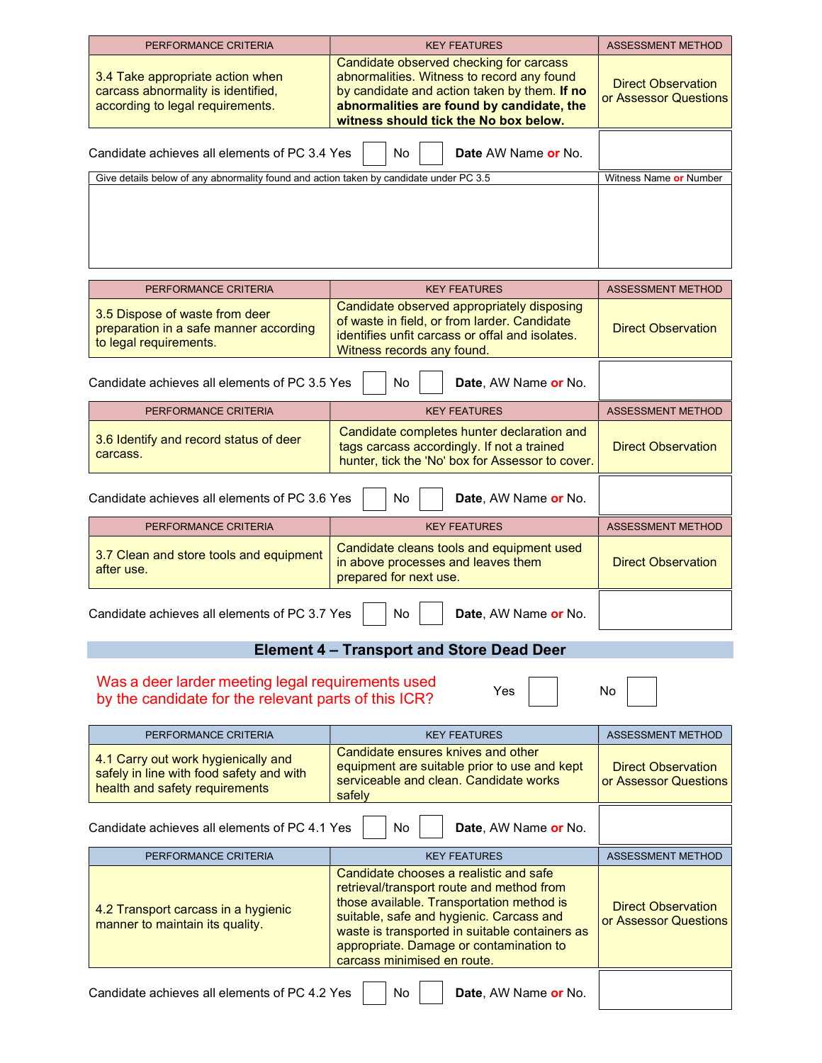| PERFORMANCE CRITERIA | KEY FEATURES | ASSESSMENT METHOD |
|---|---|---|
| 3.4 Take appropriate action when carcass abnormality is identified, according to legal requirements. | Candidate observed checking for carcass abnormalities. Witness to record any found by candidate and action taken by them. **If no abnormalities are found by candidate, the witness should tick the No box below.** | Direct Observation or Assessor Questions |

Candidate achieves all elements of PC 3.4 Yes ☐ No ☐ **Date** AW Name **or** No.

| Give details below of any abnormality found and action taken by candidate under PC 3.5 | Witness Name **or** Number |
|---|---|
| | |

| PERFORMANCE CRITERIA | KEY FEATURES | ASSESSMENT METHOD |
|---|---|---|
| 3.5 Dispose of waste from deer preparation in a safe manner according to legal requirements. | Candidate observed appropriately disposing of waste in field, or from larder. Candidate identifies unfit carcass or offal and isolates. Witness records any found. | Direct Observation |

Candidate achieves all elements of PC 3.5 Yes ☐ No ☐ **Date**, AW Name **or** No.

| PERFORMANCE CRITERIA | KEY FEATURES | ASSESSMENT METHOD |
|---|---|---|
| 3.6 Identify and record status of deer carcass. | Candidate completes hunter declaration and tags carcass accordingly. If not a trained hunter, tick the 'No' box for Assessor to cover. | Direct Observation |

Candidate achieves all elements of PC 3.6 Yes ☐ No ☐ **Date**, AW Name **or** No.

| PERFORMANCE CRITERIA | KEY FEATURES | ASSESSMENT METHOD |
|---|---|---|
| 3.7 Clean and store tools and equipment after use. | Candidate cleans tools and equipment used in above processes and leaves them prepared for next use. | Direct Observation |

Candidate achieves all elements of PC 3.7 Yes ☐ No ☐ **Date**, AW Name **or** No.

## Element 4 – Transport and Store Dead Deer

Was a deer larder meeting legal requirements used by the candidate for the relevant parts of this ICR? Yes ☐ No ☐

| PERFORMANCE CRITERIA | KEY FEATURES | ASSESSMENT METHOD |
|---|---|---|
| 4.1 Carry out work hygienically and safely in line with food safety and with health and safety requirements | Candidate ensures knives and other equipment are suitable prior to use and kept serviceable and clean. Candidate works safely | Direct Observation or Assessor Questions |

Candidate achieves all elements of PC 4.1 Yes ☐ No ☐ **Date**, AW Name **or** No.

| PERFORMANCE CRITERIA | KEY FEATURES | ASSESSMENT METHOD |
|---|---|---|
| 4.2 Transport carcass in a hygienic manner to maintain its quality. | Candidate chooses a realistic and safe retrieval/transport route and method from those available. Transportation method is suitable, safe and hygienic. Carcass and waste is transported in suitable containers as appropriate. Damage or contamination to carcass minimised en route. | Direct Observation or Assessor Questions |

Candidate achieves all elements of PC 4.2 Yes ☐ No ☐ **Date**, AW Name **or** No.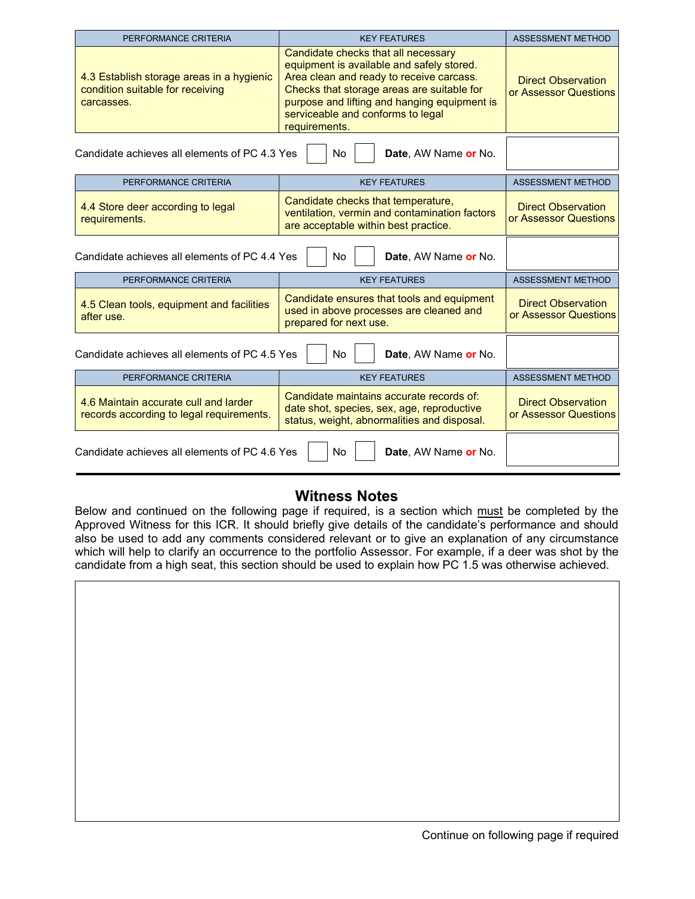| PERFORMANCE CRITERIA | KEY FEATURES | ASSESSMENT METHOD |
|---|---|---|
| 4.3 Establish storage areas in a hygienic condition suitable for receiving carcasses. | Candidate checks that all necessary equipment is available and safely stored. Area clean and ready to receive carcass. Checks that storage areas are suitable for purpose and lifting and hanging equipment is serviceable and conforms to legal requirements. | Direct Observation or Assessor Questions |

Candidate achieves all elements of PC 4.3 Yes ☐ No ☐ **Date**, AW Name **or** No.

| PERFORMANCE CRITERIA | KEY FEATURES | ASSESSMENT METHOD |
|---|---|---|
| 4.4 Store deer according to legal requirements. | Candidate checks that temperature, ventilation, vermin and contamination factors are acceptable within best practice. | Direct Observation or Assessor Questions |

Candidate achieves all elements of PC 4.4 Yes ☐ No ☐ **Date**, AW Name **or** No.

| PERFORMANCE CRITERIA | KEY FEATURES | ASSESSMENT METHOD |
|---|---|---|
| 4.5 Clean tools, equipment and facilities after use. | Candidate ensures that tools and equipment used in above processes are cleaned and prepared for next use. | Direct Observation or Assessor Questions |

Candidate achieves all elements of PC 4.5 Yes ☐ No ☐ **Date**, AW Name **or** No.

| PERFORMANCE CRITERIA | KEY FEATURES | ASSESSMENT METHOD |
|---|---|---|
| 4.6 Maintain accurate cull and larder records according to legal requirements. | Candidate maintains accurate records of: date shot, species, sex, age, reproductive status, weight, abnormalities and disposal. | Direct Observation or Assessor Questions |

Candidate achieves all elements of PC 4.6 Yes ☐ No ☐ **Date**, AW Name **or** No.

## Witness Notes

Below and continued on the following page if required, is a section which must be completed by the Approved Witness for this ICR. It should briefly give details of the candidate's performance and should also be used to add any comments considered relevant or to give an explanation of any circumstance which will help to clarify an occurrence to the portfolio Assessor. For example, if a deer was shot by the candidate from a high seat, this section should be used to explain how PC 1.5 was otherwise achieved.

Continue on following page if required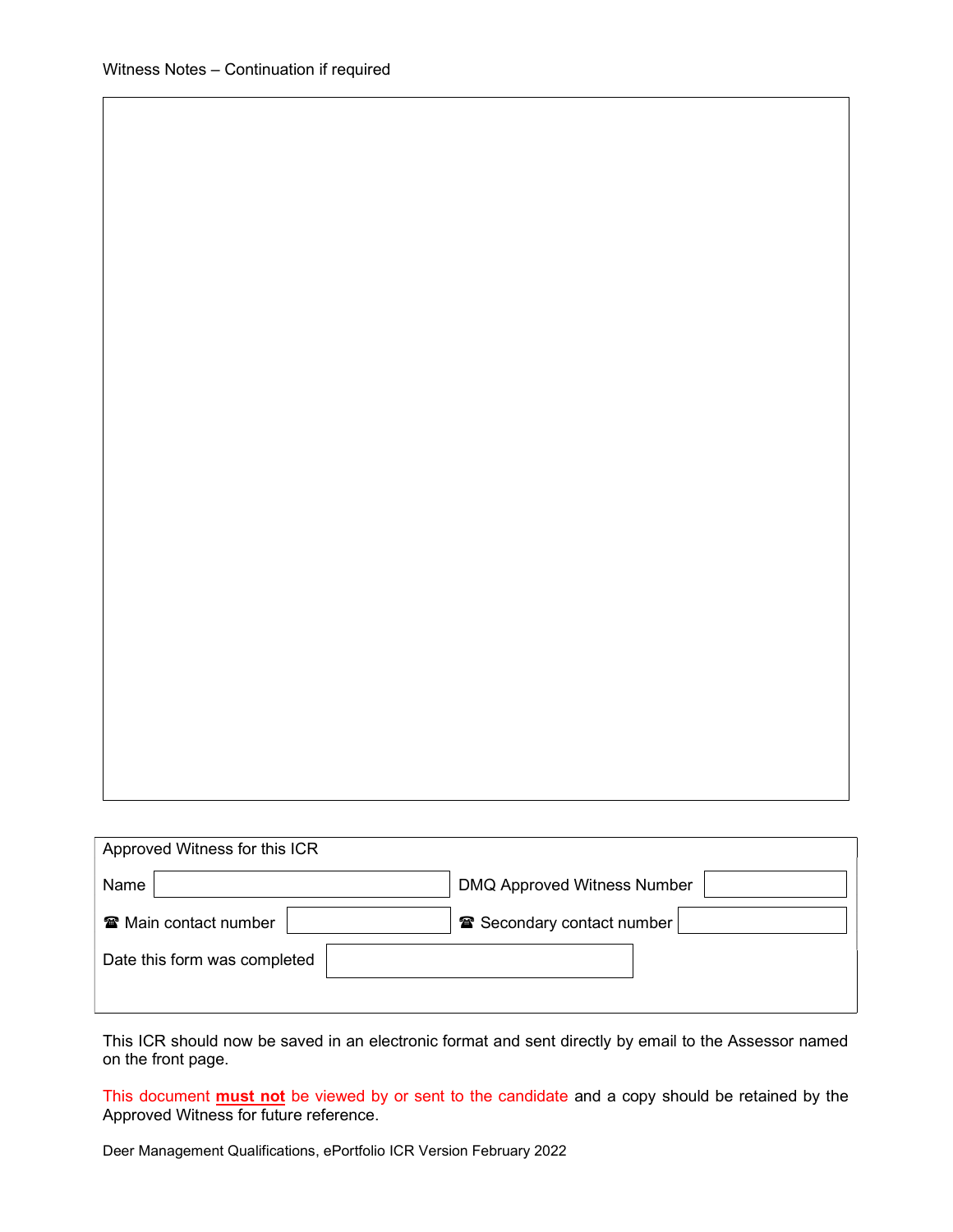Witness Notes – Continuation if required

| |
|---|
| |

| | | | |
|---|---|---|---|
| Approved Witness for this ICR | | | |
| Name | | DMQ Approved Witness Number | |
| ☎ Main contact number | | ☎ Secondary contact number | |
| Date this form was completed | | | |

This ICR should now be saved in an electronic format and sent directly by email to the Assessor named on the front page.

This document **must not** be viewed by or sent to the candidate and a copy should be retained by the Approved Witness for future reference.

Deer Management Qualifications, ePortfolio ICR Version February 2022